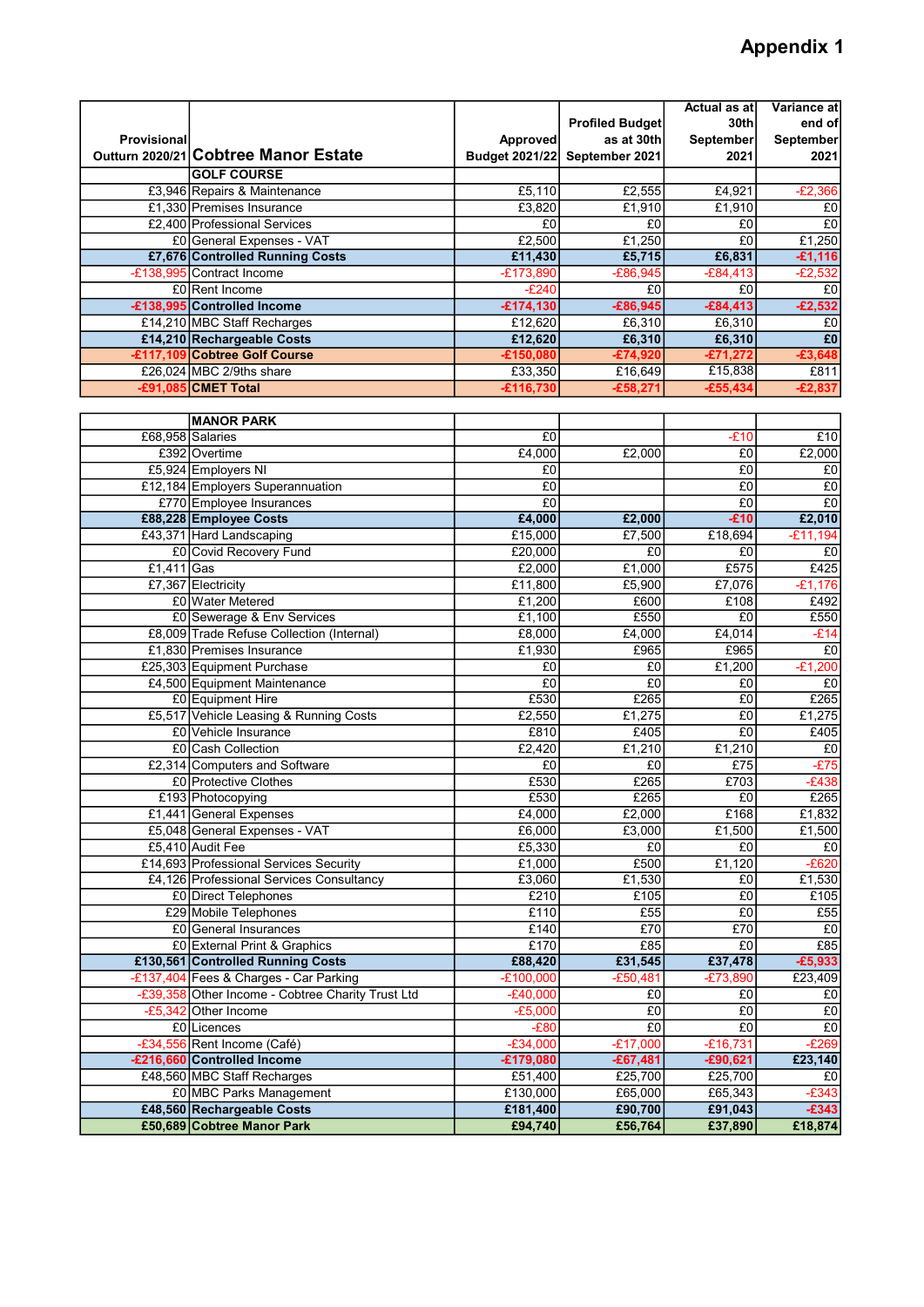# Appendix 1

| Provisional Outturn 2020/21 | Cobtree Manor Estate | Approved Budget 2021/22 | Profiled Budget as at 30th September 2021 | Actual as at 30th September 2021 | Variance at end of September 2021 |
|---|---|---|---|---|---|
| | **GOLF COURSE** | | | | |
| £3,946 | Repairs & Maintenance | £5,110 | £2,555 | £4,921 | -£2,366 |
| £1,330 | Premises Insurance | £3,820 | £1,910 | £1,910 | £0 |
| £2,400 | Professional Services | £0 | £0 | £0 | £0 |
| £0 | General Expenses - VAT | £2,500 | £1,250 | £0 | £1,250 |
| **£7,676** | **Controlled Running Costs** | **£11,430** | **£5,715** | **£6,831** | **-£1,116** |
| -£138,995 | Contract Income | -£173,890 | -£86,945 | -£84,413 | -£2,532 |
| £0 | Rent Income | -£240 | £0 | £0 | £0 |
| **-£138,995** | **Controlled Income** | **-£174,130** | **-£86,945** | **-£84,413** | **-£2,532** |
| £14,210 | MBC Staff Recharges | £12,620 | £6,310 | £6,310 | £0 |
| **£14,210** | **Rechargeable Costs** | **£12,620** | **£6,310** | **£6,310** | **£0** |
| **-£117,109** | **Cobtree Golf Course** | **-£150,080** | **-£74,920** | **-£71,272** | **-£3,648** |
| £26,024 | MBC 2/9ths share | £33,350 | £16,649 | £15,838 | £811 |
| **-£91,085** | **CMET Total** | **-£116,730** | **-£58,271** | **-£55,434** | **-£2,837** |

| Provisional Outturn 2020/21 | | Approved Budget 2021/22 | Profiled Budget as at 30th September 2021 | Actual as at 30th September 2021 | Variance at end of September 2021 |
|---|---|---|---|---|---|
| | **MANOR PARK** | | | | |
| £68,958 | Salaries | £0 | | -£10 | £10 |
| £392 | Overtime | £4,000 | £2,000 | £0 | £2,000 |
| £5,924 | Employers NI | £0 | | £0 | £0 |
| £12,184 | Employers Superannuation | £0 | | £0 | £0 |
| £770 | Employee Insurances | £0 | | £0 | £0 |
| **£88,228** | **Employee Costs** | **£4,000** | **£2,000** | **-£10** | **£2,010** |
| £43,371 | Hard Landscaping | £15,000 | £7,500 | £18,694 | -£11,194 |
| £0 | Covid Recovery Fund | £20,000 | £0 | £0 | £0 |
| £1,411 | Gas | £2,000 | £1,000 | £575 | £425 |
| £7,367 | Electricity | £11,800 | £5,900 | £7,076 | -£1,176 |
| £0 | Water Metered | £1,200 | £600 | £108 | £492 |
| £0 | Sewerage & Env Services | £1,100 | £550 | £0 | £550 |
| £8,009 | Trade Refuse Collection (Internal) | £8,000 | £4,000 | £4,014 | -£14 |
| £1,830 | Premises Insurance | £1,930 | £965 | £965 | £0 |
| £25,303 | Equipment Purchase | £0 | £0 | £1,200 | -£1,200 |
| £4,500 | Equipment Maintenance | £0 | £0 | £0 | £0 |
| £0 | Equipment Hire | £530 | £265 | £0 | £265 |
| £5,517 | Vehicle Leasing & Running Costs | £2,550 | £1,275 | £0 | £1,275 |
| £0 | Vehicle Insurance | £810 | £405 | £0 | £405 |
| £0 | Cash Collection | £2,420 | £1,210 | £1,210 | £0 |
| £2,314 | Computers and Software | £0 | £0 | £75 | -£75 |
| £0 | Protective Clothes | £530 | £265 | £703 | -£438 |
| £193 | Photocopying | £530 | £265 | £0 | £265 |
| £1,441 | General Expenses | £4,000 | £2,000 | £168 | £1,832 |
| £5,048 | General Expenses - VAT | £6,000 | £3,000 | £1,500 | £1,500 |
| £5,410 | Audit Fee | £5,330 | £0 | £0 | £0 |
| £14,693 | Professional Services Security | £1,000 | £500 | £1,120 | -£620 |
| £4,126 | Professional Services Consultancy | £3,060 | £1,530 | £0 | £1,530 |
| £0 | Direct Telephones | £210 | £105 | £0 | £105 |
| £29 | Mobile Telephones | £110 | £55 | £0 | £55 |
| £0 | General Insurances | £140 | £70 | £70 | £0 |
| £0 | External Print & Graphics | £170 | £85 | £0 | £85 |
| **£130,561** | **Controlled Running Costs** | **£88,420** | **£31,545** | **£37,478** | **-£5,933** |
| -£137,404 | Fees & Charges - Car Parking | -£100,000 | -£50,481 | -£73,890 | £23,409 |
| -£39,358 | Other Income - Cobtree Charity Trust Ltd | -£40,000 | £0 | £0 | £0 |
| -£5,342 | Other Income | -£5,000 | £0 | £0 | £0 |
| £0 | Licences | -£80 | £0 | £0 | £0 |
| -£34,556 | Rent Income (Café) | -£34,000 | -£17,000 | -£16,731 | -£269 |
| **-£216,660** | **Controlled Income** | **-£179,080** | **-£67,481** | **-£90,621** | **£23,140** |
| £48,560 | MBC Staff Recharges | £51,400 | £25,700 | £25,700 | £0 |
| £0 | MBC Parks Management | £130,000 | £65,000 | £65,343 | -£343 |
| **£48,560** | **Rechargeable Costs** | **£181,400** | **£90,700** | **£91,043** | **-£343** |
| **£50,689** | **Cobtree Manor Park** | **£94,740** | **£56,764** | **£37,890** | **£18,874** |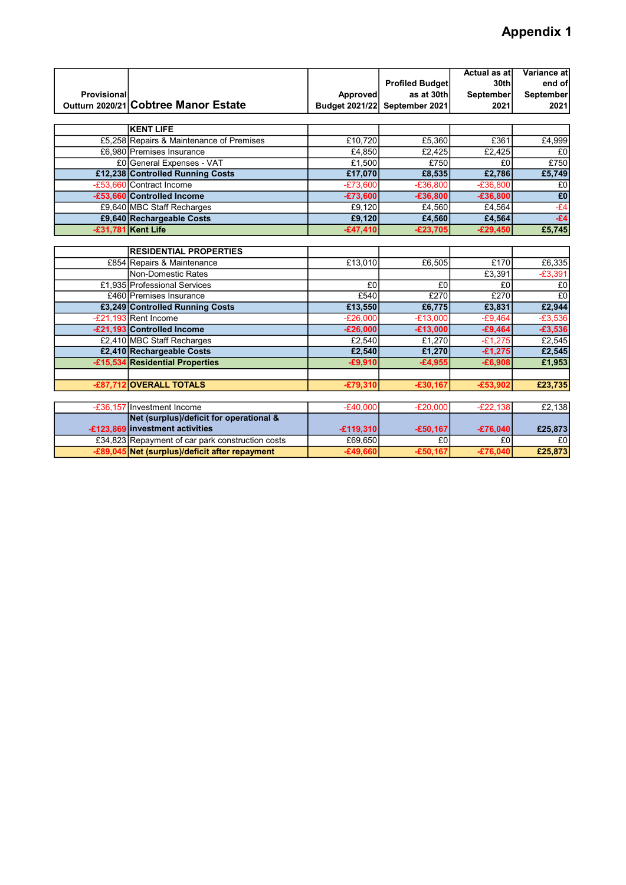# Appendix 1

| Provisional Outturn 2020/21 | Cobtree Manor Estate | Approved Budget 2021/22 | Profiled Budget as at 30th September 2021 | Actual as at 30th September 2021 | Variance at end of September 2021 |
|---|---|---|---|---|---|
| | **KENT LIFE** | | | | |
| £5,258 | Repairs & Maintenance of Premises | £10,720 | £5,360 | £361 | £4,999 |
| £6,980 | Premises Insurance | £4,850 | £2,425 | £2,425 | £0 |
| £0 | General Expenses - VAT | £1,500 | £750 | £0 | £750 |
| **£12,238** | **Controlled Running Costs** | **£17,070** | **£8,535** | **£2,786** | **£5,749** |
| -£53,660 | Contract Income | -£73,600 | -£36,800 | -£36,800 | £0 |
| **-£53,660** | **Controlled Income** | **-£73,600** | **-£36,800** | **-£36,800** | **£0** |
| £9,640 | MBC Staff Recharges | £9,120 | £4,560 | £4,564 | -£4 |
| **£9,640** | **Rechargeable Costs** | **£9,120** | **£4,560** | **£4,564** | **-£4** |
| **-£31,781** | **Kent Life** | **-£47,410** | **-£23,705** | **-£29,450** | **£5,745** |
| | **RESIDENTIAL PROPERTIES** | | | | |
| £854 | Repairs & Maintenance | £13,010 | £6,505 | £170 | £6,335 |
| | Non-Domestic Rates | | | £3,391 | -£3,391 |
| £1,935 | Professional Services | £0 | £0 | £0 | £0 |
| £460 | Premises Insurance | £540 | £270 | £270 | £0 |
| **£3,249** | **Controlled Running Costs** | **£13,550** | **£6,775** | **£3,831** | **£2,944** |
| -£21,193 | Rent Income | -£26,000 | -£13,000 | -£9,464 | -£3,536 |
| **-£21,193** | **Controlled Income** | **-£26,000** | **-£13,000** | **-£9,464** | **-£3,536** |
| £2,410 | MBC Staff Recharges | £2,540 | £1,270 | -£1,275 | £2,545 |
| **£2,410** | **Rechargeable Costs** | **£2,540** | **£1,270** | **-£1,275** | **£2,545** |
| **-£15,534** | **Residential Properties** | **-£9,910** | **-£4,955** | **-£6,908** | **£1,953** |
| | | | | | |
| **-£87,712** | **OVERALL TOTALS** | **-£79,310** | **-£30,167** | **-£53,902** | **£23,735** |
| | | | | | |
| -£36,157 | Investment Income | -£40,000 | -£20,000 | -£22,138 | £2,138 |
| **-£123,869** | **Net (surplus)/deficit for operational & investment activities** | **-£119,310** | **-£50,167** | **-£76,040** | **£25,873** |
| £34,823 | Repayment of car park construction costs | £69,650 | £0 | £0 | £0 |
| **-£89,045** | **Net (surplus)/deficit after repayment** | **-£49,660** | **-£50,167** | **-£76,040** | **£25,873** |